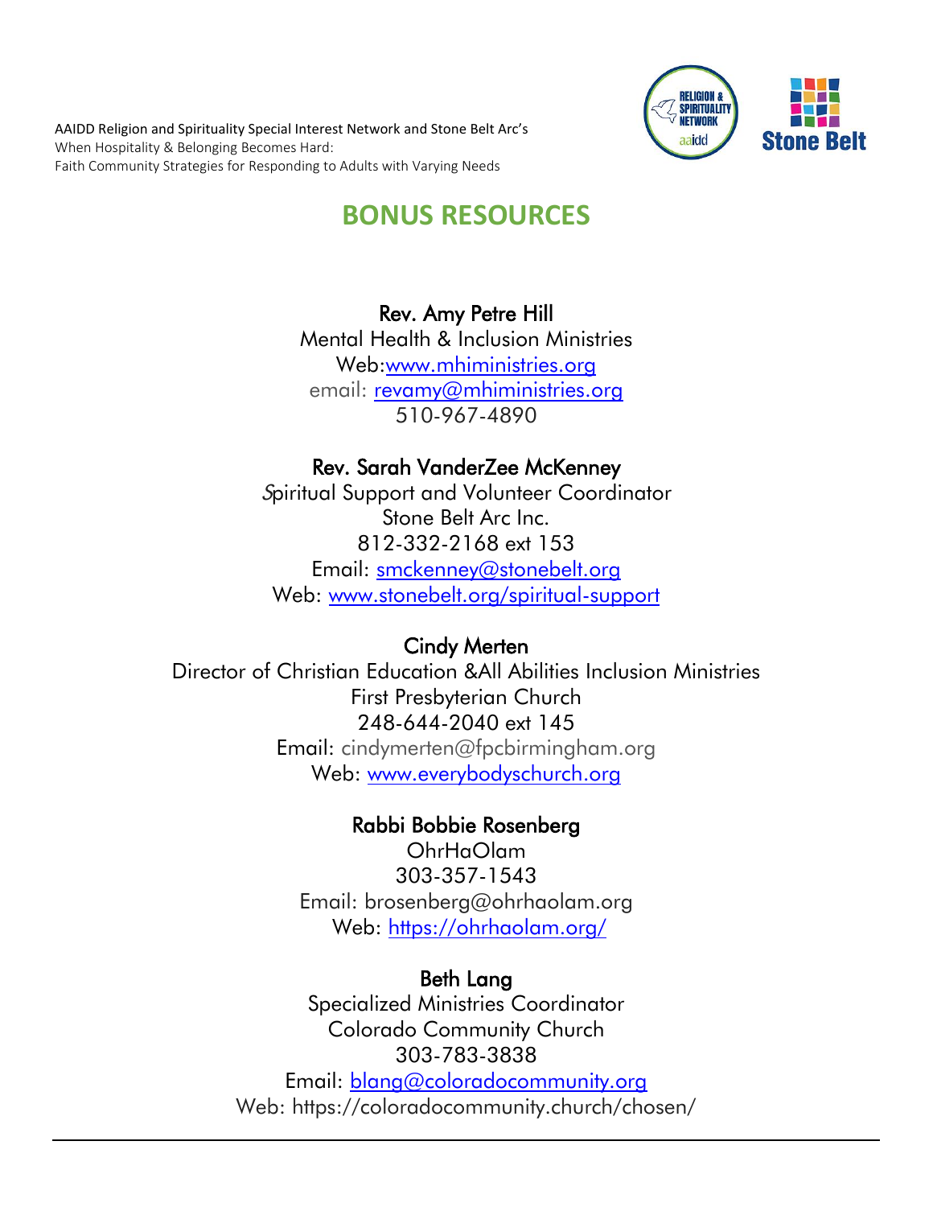AAIDD Religion and Spirituality Special Interest Network and Stone Belt Arc's
When Hospitality & Belonging Becomes Hard:
Faith Community Strategies for Responding to Adults with Varying Needs

# BONUS RESOURCES

### Rev. Amy Petre Hill

Mental Health & Inclusion Ministries
Web:www.mhiministries.org
email: revamy@mhiministries.org
510-967-4890

### Rev. Sarah VanderZee McKenney

Spiritual Support and Volunteer Coordinator
Stone Belt Arc Inc.
812-332-2168 ext 153
Email: smckenney@stonebelt.org
Web: www.stonebelt.org/spiritual-support

### Cindy Merten

Director of Christian Education &All Abilities Inclusion Ministries
First Presbyterian Church
248-644-2040 ext 145
Email: cindymerten@fpcbirmingham.org
Web: www.everybodyschurch.org

### Rabbi Bobbie Rosenberg

OhrHaOlam
303-357-1543
Email: brosenberg@ohrhaolam.org
Web: https://ohrhaolam.org/

### Beth Lang

Specialized Ministries Coordinator
Colorado Community Church
303-783-3838
Email: blang@coloradocommunity.org
Web: https://coloradocommunity.church/chosen/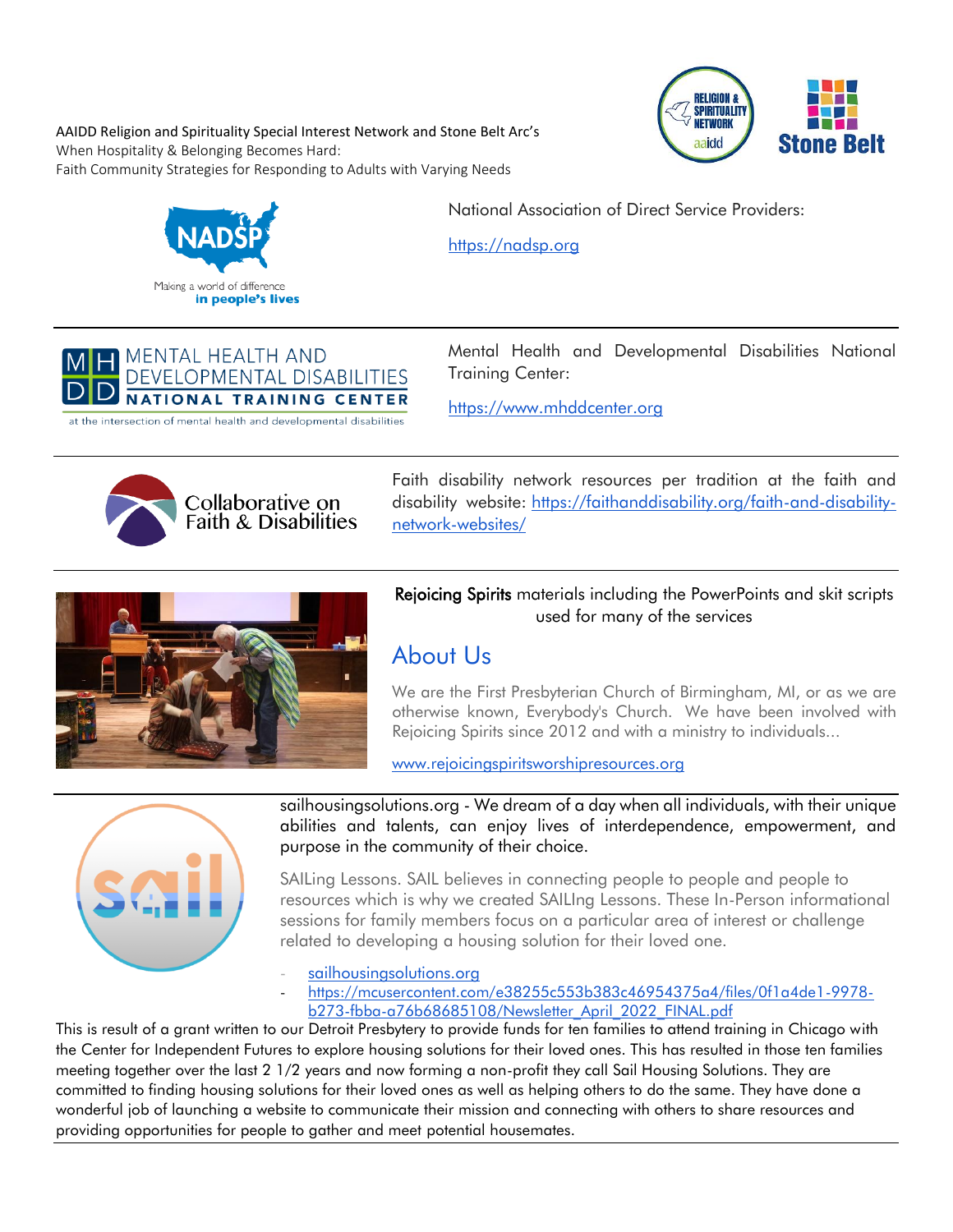AAIDD Religion and Spirituality Special Interest Network and Stone Belt Arc's
When Hospitality & Belonging Becomes Hard:
Faith Community Strategies for Responding to Adults with Varying Needs

National Association of Direct Service Providers:

https://nadsp.org

---

Mental Health and Developmental Disabilities National Training Center:

https://www.mhddcenter.org

---

Faith disability network resources per tradition at the faith and disability website: https://faithanddisability.org/faith-and-disability-network-websites/

---

Rejoicing Spirits materials including the PowerPoints and skit scripts used for many of the services

## About Us

We are the First Presbyterian Church of Birmingham, MI, or as we are otherwise known, Everybody's Church. We have been involved with Rejoicing Spirits since 2012 and with a ministry to individuals...

www.rejoicingspiritsworshipresources.org

---

sailhousingsolutions.org - We dream of a day when all individuals, with their unique abilities and talents, can enjoy lives of interdependence, empowerment, and purpose in the community of their choice.

SAILing Lessons. SAIL believes in connecting people to people and people to resources which is why we created SAILIng Lessons. These In-Person informational sessions for family members focus on a particular area of interest or challenge related to developing a housing solution for their loved one.

- sailhousingsolutions.org
- https://mcusercontent.com/e38255c553b383c46954375a4/files/0f1a4de1-9978-b273-fbba-a76b68685108/Newsletter_April_2022_FINAL.pdf

This is result of a grant written to our Detroit Presbytery to provide funds for ten families to attend training in Chicago with the Center for Independent Futures to explore housing solutions for their loved ones. This has resulted in those ten families meeting together over the last 2 1/2 years and now forming a non-profit they call Sail Housing Solutions. They are committed to finding housing solutions for their loved ones as well as helping others to do the same. They have done a wonderful job of launching a website to communicate their mission and connecting with others to share resources and providing opportunities for people to gather and meet potential housemates.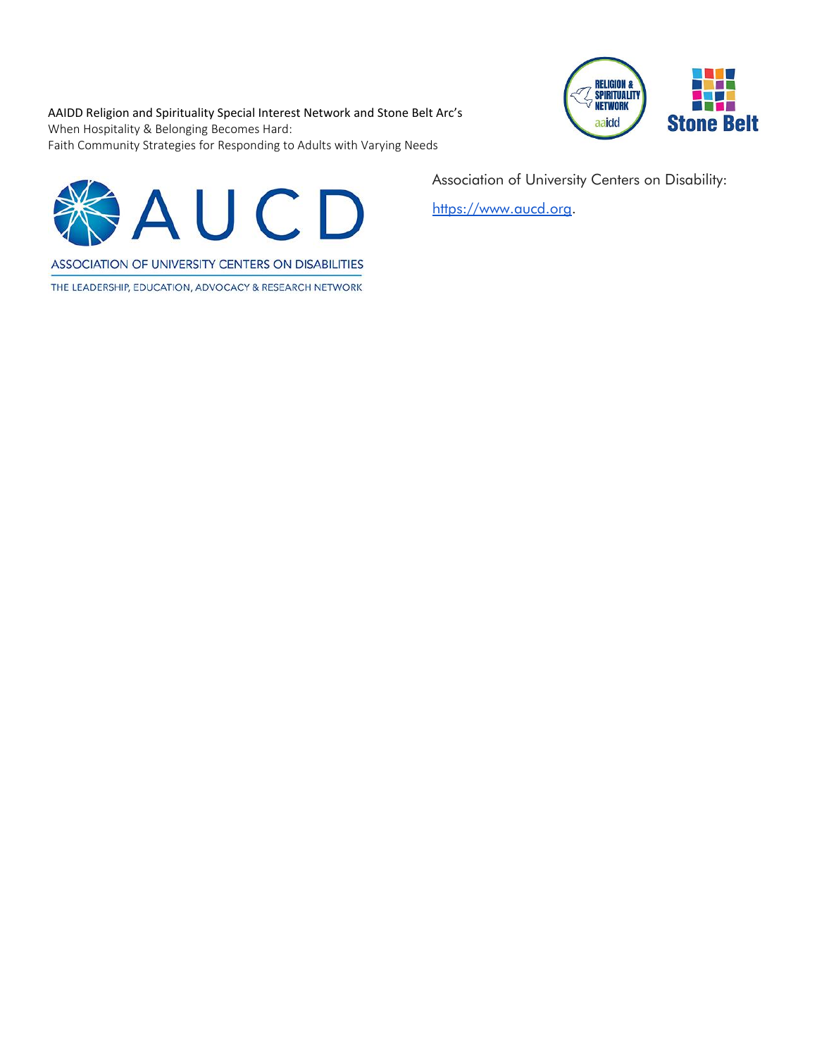AAIDD Religion and Spirituality Special Interest Network and Stone Belt Arc's
When Hospitality & Belonging Becomes Hard:
Faith Community Strategies for Responding to Adults with Varying Needs

Association of University Centers on Disability:

https://www.aucd.org.